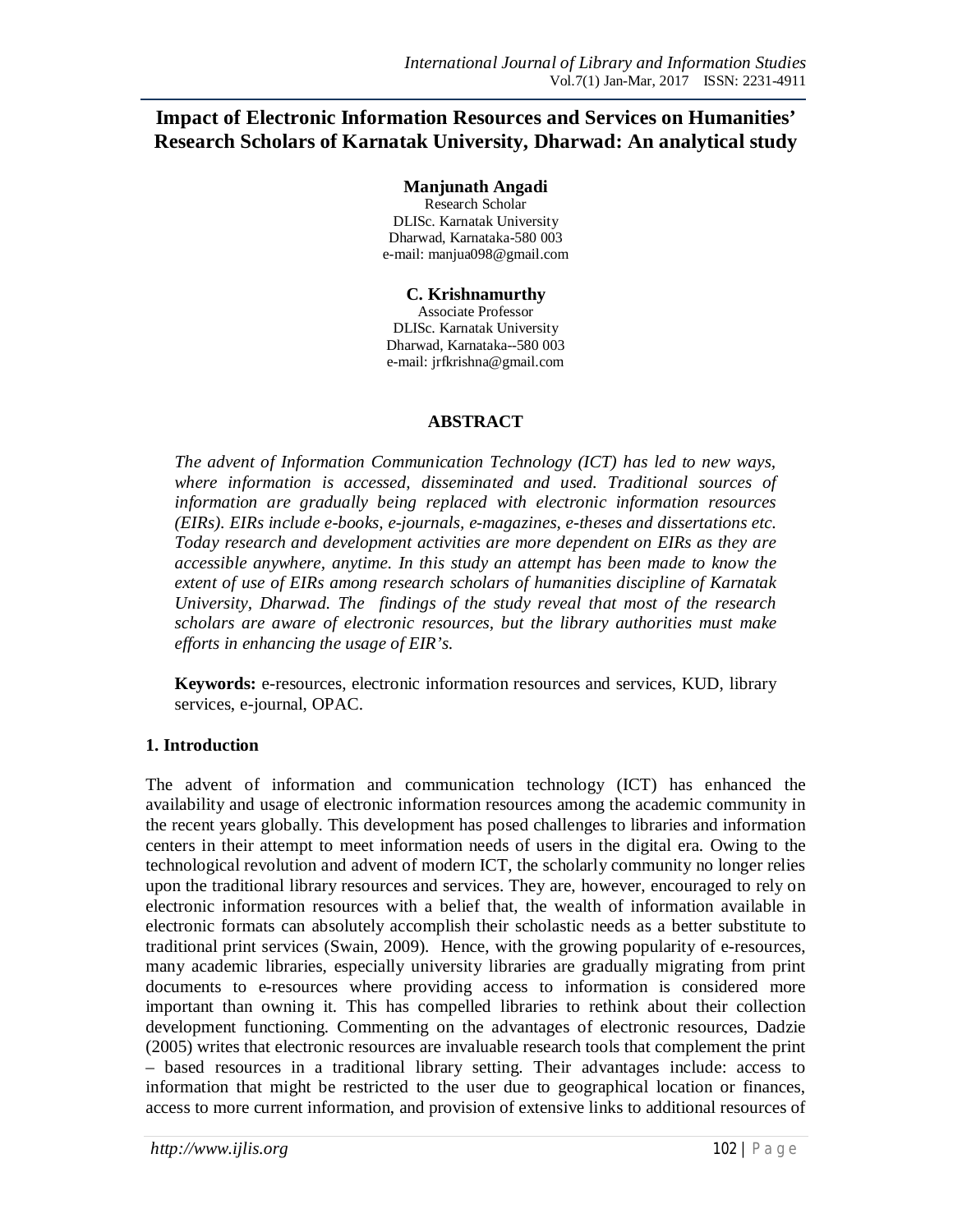# Impact of Electronic Information Resources and Services on Humanities' Research Scholars of Karnatak University, Dharwad: An analytical study

**Manjunath Angadi**
Research Scholar
DLISc. Karnatak University
Dharwad, Karnataka-580 003
e-mail: manjua098@gmail.com

**C. Krishnamurthy**
Associate Professor
DLISc. Karnatak University
Dharwad, Karnataka--580 003
e-mail: jrfkrishna@gmail.com

## ABSTRACT

*The advent of Information Communication Technology (ICT) has led to new ways, where information is accessed, disseminated and used. Traditional sources of information are gradually being replaced with electronic information resources (EIRs). EIRs include e-books, e-journals, e-magazines, e-theses and dissertations etc. Today research and development activities are more dependent on EIRs as they are accessible anywhere, anytime. In this study an attempt has been made to know the extent of use of EIRs among research scholars of humanities discipline of Karnatak University, Dharwad. The findings of the study reveal that most of the research scholars are aware of electronic resources, but the library authorities must make efforts in enhancing the usage of EIR's.*

**Keywords:** e-resources, electronic information resources and services, KUD, library services, e-journal, OPAC.

## 1. Introduction

The advent of information and communication technology (ICT) has enhanced the availability and usage of electronic information resources among the academic community in the recent years globally. This development has posed challenges to libraries and information centers in their attempt to meet information needs of users in the digital era. Owing to the technological revolution and advent of modern ICT, the scholarly community no longer relies upon the traditional library resources and services. They are, however, encouraged to rely on electronic information resources with a belief that, the wealth of information available in electronic formats can absolutely accomplish their scholastic needs as a better substitute to traditional print services (Swain, 2009). Hence, with the growing popularity of e-resources, many academic libraries, especially university libraries are gradually migrating from print documents to e-resources where providing access to information is considered more important than owning it. This has compelled libraries to rethink about their collection development functioning. Commenting on the advantages of electronic resources, Dadzie (2005) writes that electronic resources are invaluable research tools that complement the print – based resources in a traditional library setting. Their advantages include: access to information that might be restricted to the user due to geographical location or finances, access to more current information, and provision of extensive links to additional resources of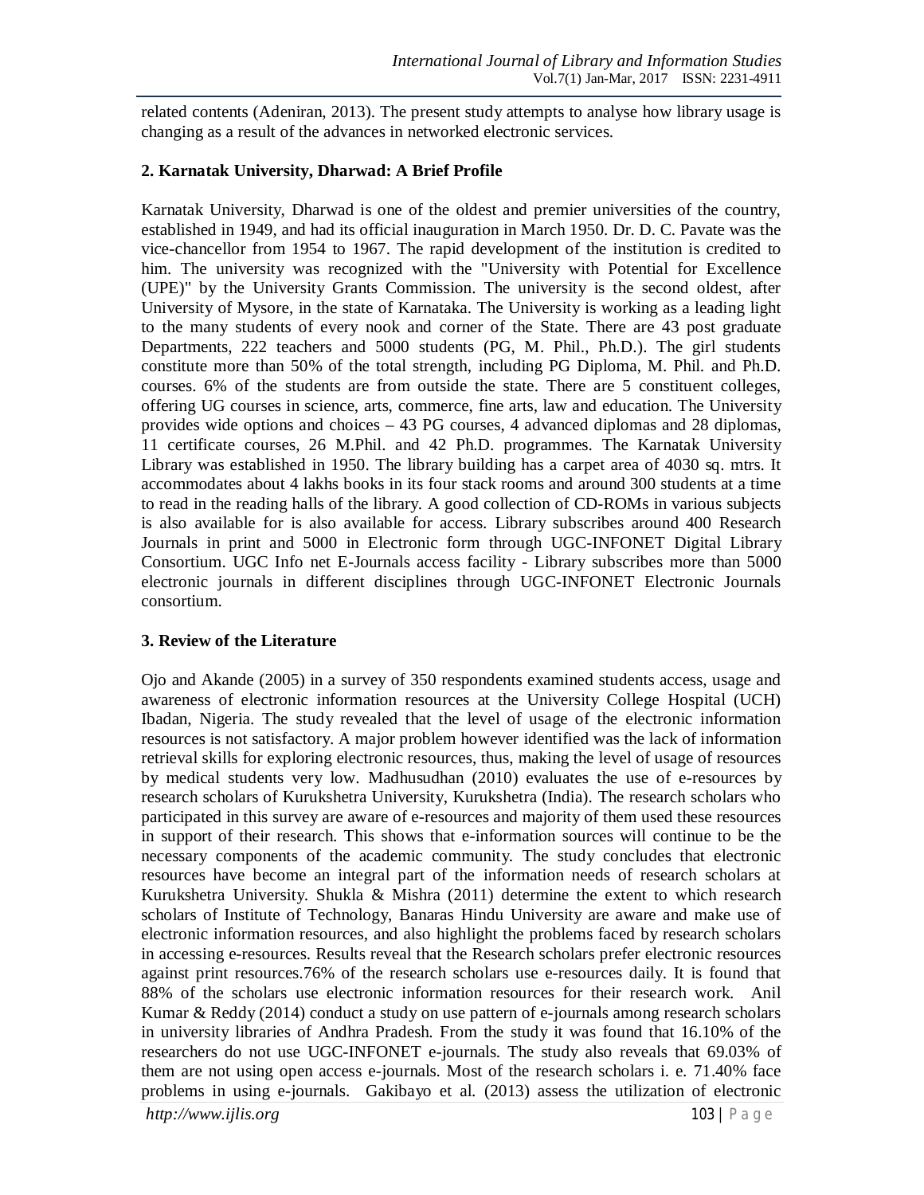related contents (Adeniran, 2013). The present study attempts to analyse how library usage is changing as a result of the advances in networked electronic services.

## 2. Karnatak University, Dharwad: A Brief Profile

Karnatak University, Dharwad is one of the oldest and premier universities of the country, established in 1949, and had its official inauguration in March 1950. Dr. D. C. Pavate was the vice-chancellor from 1954 to 1967. The rapid development of the institution is credited to him. The university was recognized with the "University with Potential for Excellence (UPE)" by the University Grants Commission. The university is the second oldest, after University of Mysore, in the state of Karnataka. The University is working as a leading light to the many students of every nook and corner of the State. There are 43 post graduate Departments, 222 teachers and 5000 students (PG, M. Phil., Ph.D.). The girl students constitute more than 50% of the total strength, including PG Diploma, M. Phil. and Ph.D. courses. 6% of the students are from outside the state. There are 5 constituent colleges, offering UG courses in science, arts, commerce, fine arts, law and education. The University provides wide options and choices – 43 PG courses, 4 advanced diplomas and 28 diplomas, 11 certificate courses, 26 M.Phil. and 42 Ph.D. programmes. The Karnatak University Library was established in 1950. The library building has a carpet area of 4030 sq. mtrs. It accommodates about 4 lakhs books in its four stack rooms and around 300 students at a time to read in the reading halls of the library. A good collection of CD-ROMs in various subjects is also available for is also available for access. Library subscribes around 400 Research Journals in print and 5000 in Electronic form through UGC-INFONET Digital Library Consortium. UGC Info net E-Journals access facility - Library subscribes more than 5000 electronic journals in different disciplines through UGC-INFONET Electronic Journals consortium.

## 3. Review of the Literature

Ojo and Akande (2005) in a survey of 350 respondents examined students access, usage and awareness of electronic information resources at the University College Hospital (UCH) Ibadan, Nigeria. The study revealed that the level of usage of the electronic information resources is not satisfactory. A major problem however identified was the lack of information retrieval skills for exploring electronic resources, thus, making the level of usage of resources by medical students very low. Madhusudhan (2010) evaluates the use of e-resources by research scholars of Kurukshetra University, Kurukshetra (India). The research scholars who participated in this survey are aware of e-resources and majority of them used these resources in support of their research. This shows that e-information sources will continue to be the necessary components of the academic community. The study concludes that electronic resources have become an integral part of the information needs of research scholars at Kurukshetra University. Shukla & Mishra (2011) determine the extent to which research scholars of Institute of Technology, Banaras Hindu University are aware and make use of electronic information resources, and also highlight the problems faced by research scholars in accessing e-resources. Results reveal that the Research scholars prefer electronic resources against print resources.76% of the research scholars use e-resources daily. It is found that 88% of the scholars use electronic information resources for their research work. Anil Kumar & Reddy (2014) conduct a study on use pattern of e-journals among research scholars in university libraries of Andhra Pradesh. From the study it was found that 16.10% of the researchers do not use UGC-INFONET e-journals. The study also reveals that 69.03% of them are not using open access e-journals. Most of the research scholars i. e. 71.40% face problems in using e-journals. Gakibayo et al. (2013) assess the utilization of electronic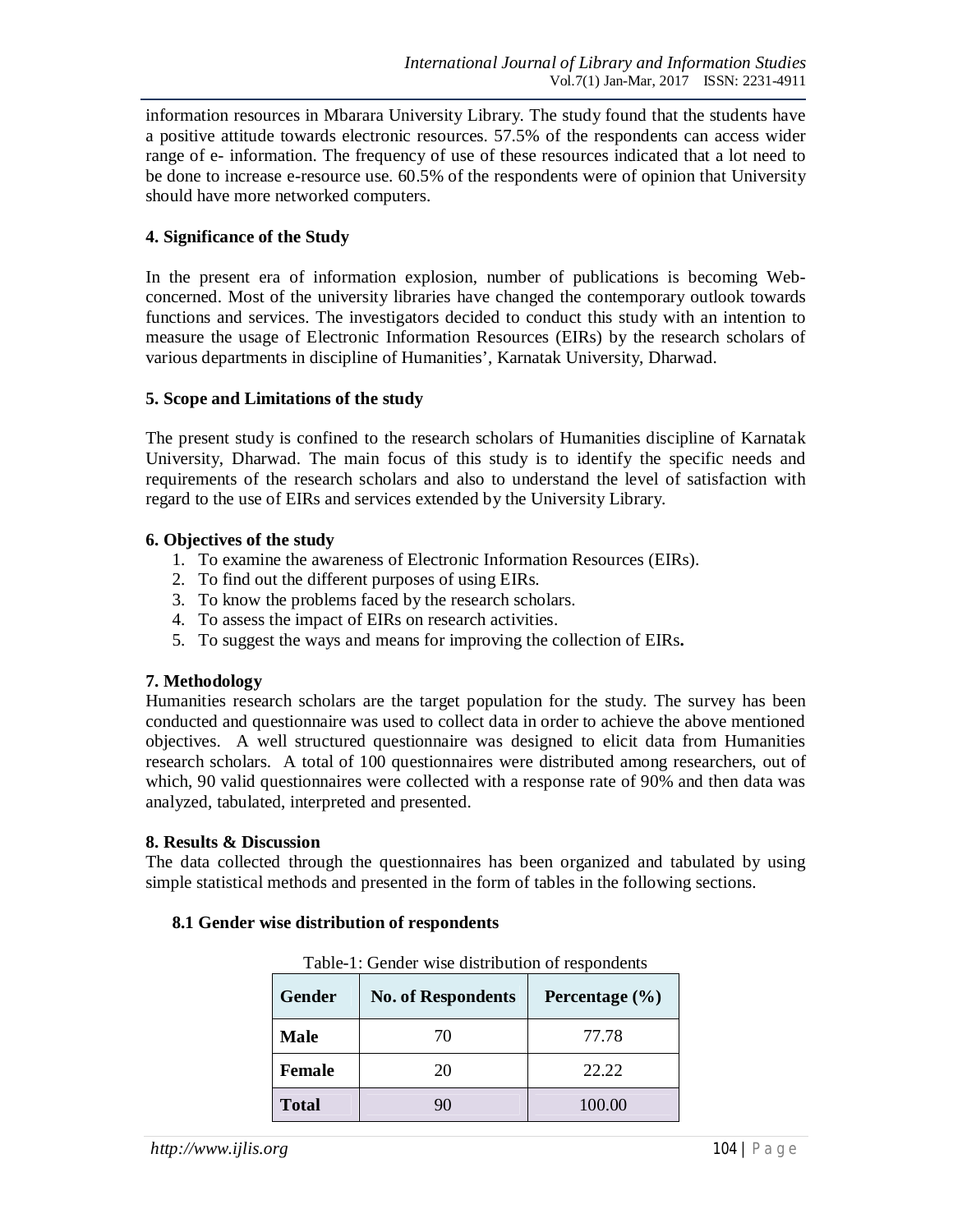information resources in Mbarara University Library. The study found that the students have a positive attitude towards electronic resources. 57.5% of the respondents can access wider range of e- information. The frequency of use of these resources indicated that a lot need to be done to increase e-resource use. 60.5% of the respondents were of opinion that University should have more networked computers.

## 4. Significance of the Study

In the present era of information explosion, number of publications is becoming Web-concerned. Most of the university libraries have changed the contemporary outlook towards functions and services. The investigators decided to conduct this study with an intention to measure the usage of Electronic Information Resources (EIRs) by the research scholars of various departments in discipline of Humanities', Karnatak University, Dharwad.

## 5. Scope and Limitations of the study

The present study is confined to the research scholars of Humanities discipline of Karnatak University, Dharwad. The main focus of this study is to identify the specific needs and requirements of the research scholars and also to understand the level of satisfaction with regard to the use of EIRs and services extended by the University Library.

## 6. Objectives of the study

1. To examine the awareness of Electronic Information Resources (EIRs).
2. To find out the different purposes of using EIRs.
3. To know the problems faced by the research scholars.
4. To assess the impact of EIRs on research activities.
5. To suggest the ways and means for improving the collection of EIRs**.**

## 7. Methodology

Humanities research scholars are the target population for the study. The survey has been conducted and questionnaire was used to collect data in order to achieve the above mentioned objectives. A well structured questionnaire was designed to elicit data from Humanities research scholars. A total of 100 questionnaires were distributed among researchers, out of which, 90 valid questionnaires were collected with a response rate of 90% and then data was analyzed, tabulated, interpreted and presented.

## 8. Results & Discussion

The data collected through the questionnaires has been organized and tabulated by using simple statistical methods and presented in the form of tables in the following sections.

### 8.1 Gender wise distribution of respondents

Table-1: Gender wise distribution of respondents

| Gender | No. of Respondents | Percentage (%) |
|---|---|---|
| **Male** | 70 | 77.78 |
| **Female** | 20 | 22.22 |
| **Total** | 90 | 100.00 |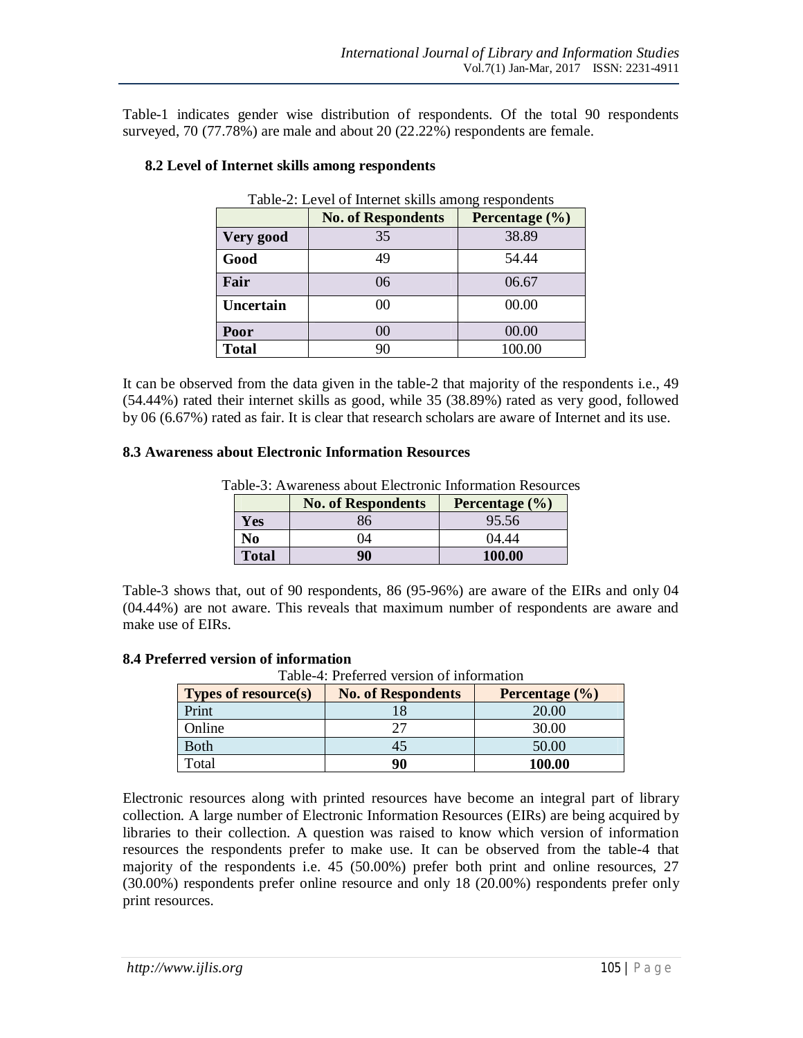Table-1 indicates gender wise distribution of respondents. Of the total 90 respondents surveyed, 70 (77.78%) are male and about 20 (22.22%) respondents are female.

### 8.2 Level of Internet skills among respondents

Table-2: Level of Internet skills among respondents

| | No. of Respondents | Percentage (%) |
|---|---|---|
| **Very good** | 35 | 38.89 |
| **Good** | 49 | 54.44 |
| **Fair** | 06 | 06.67 |
| **Uncertain** | 00 | 00.00 |
| **Poor** | 00 | 00.00 |
| **Total** | 90 | 100.00 |

It can be observed from the data given in the table-2 that majority of the respondents i.e., 49 (54.44%) rated their internet skills as good, while 35 (38.89%) rated as very good, followed by 06 (6.67%) rated as fair. It is clear that research scholars are aware of Internet and its use.

### 8.3 Awareness about Electronic Information Resources

Table-3: Awareness about Electronic Information Resources

| | No. of Respondents | Percentage (%) |
|---|---|---|
| **Yes** | 86 | 95.56 |
| **No** | 04 | 04.44 |
| **Total** | **90** | **100.00** |

Table-3 shows that, out of 90 respondents, 86 (95-96%) are aware of the EIRs and only 04 (04.44%) are not aware. This reveals that maximum number of respondents are aware and make use of EIRs.

### 8.4 Preferred version of information

Table-4: Preferred version of information

| Types of resource(s) | No. of Respondents | Percentage (%) |
|---|---|---|
| Print | 18 | 20.00 |
| Online | 27 | 30.00 |
| Both | 45 | 50.00 |
| Total | **90** | **100.00** |

Electronic resources along with printed resources have become an integral part of library collection. A large number of Electronic Information Resources (EIRs) are being acquired by libraries to their collection. A question was raised to know which version of information resources the respondents prefer to make use. It can be observed from the table-4 that majority of the respondents i.e. 45 (50.00%) prefer both print and online resources, 27 (30.00%) respondents prefer online resource and only 18 (20.00%) respondents prefer only print resources.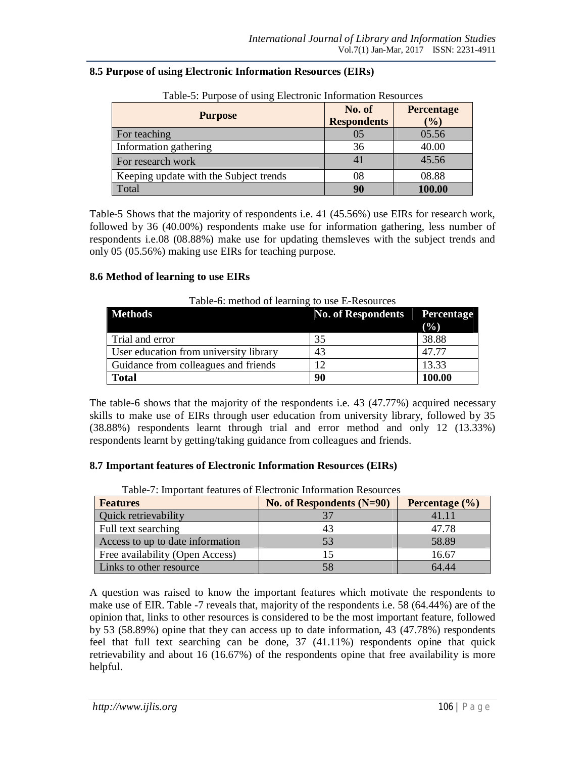### 8.5 Purpose of using Electronic Information Resources (EIRs)

Table-5: Purpose of using Electronic Information Resources

| Purpose | No. of Respondents | Percentage (%) |
|---|---|---|
| For teaching | 05 | 05.56 |
| Information gathering | 36 | 40.00 |
| For research work | 41 | 45.56 |
| Keeping update with the Subject trends | 08 | 08.88 |
| Total | **90** | **100.00** |

Table-5 Shows that the majority of respondents i.e. 41 (45.56%) use EIRs for research work, followed by 36 (40.00%) respondents make use for information gathering, less number of respondents i.e.08 (08.88%) make use for updating themsleves with the subject trends and only 05 (05.56%) making use EIRs for teaching purpose.

### 8.6 Method of learning to use EIRs

Table-6: method of learning to use E-Resources

| Methods | No. of Respondents | Percentage (%) |
|---|---|---|
| Trial and error | 35 | 38.88 |
| User education from university library | 43 | 47.77 |
| Guidance from colleagues and friends | 12 | 13.33 |
| **Total** | **90** | **100.00** |

The table-6 shows that the majority of the respondents i.e. 43 (47.77%) acquired necessary skills to make use of EIRs through user education from university library, followed by 35 (38.88%) respondents learnt through trial and error method and only 12 (13.33%) respondents learnt by getting/taking guidance from colleagues and friends.

### 8.7 Important features of Electronic Information Resources (EIRs)

Table-7: Important features of Electronic Information Resources

| Features | No. of Respondents (N=90) | Percentage (%) |
|---|---|---|
| Quick retrievability | 37 | 41.11 |
| Full text searching | 43 | 47.78 |
| Access to up to date information | 53 | 58.89 |
| Free availability (Open Access) | 15 | 16.67 |
| Links to other resource | 58 | 64.44 |

A question was raised to know the important features which motivate the respondents to make use of EIR. Table -7 reveals that, majority of the respondents i.e. 58 (64.44%) are of the opinion that, links to other resources is considered to be the most important feature, followed by 53 (58.89%) opine that they can access up to date information, 43 (47.78%) respondents feel that full text searching can be done, 37 (41.11%) respondents opine that quick retrievability and about 16 (16.67%) of the respondents opine that free availability is more helpful.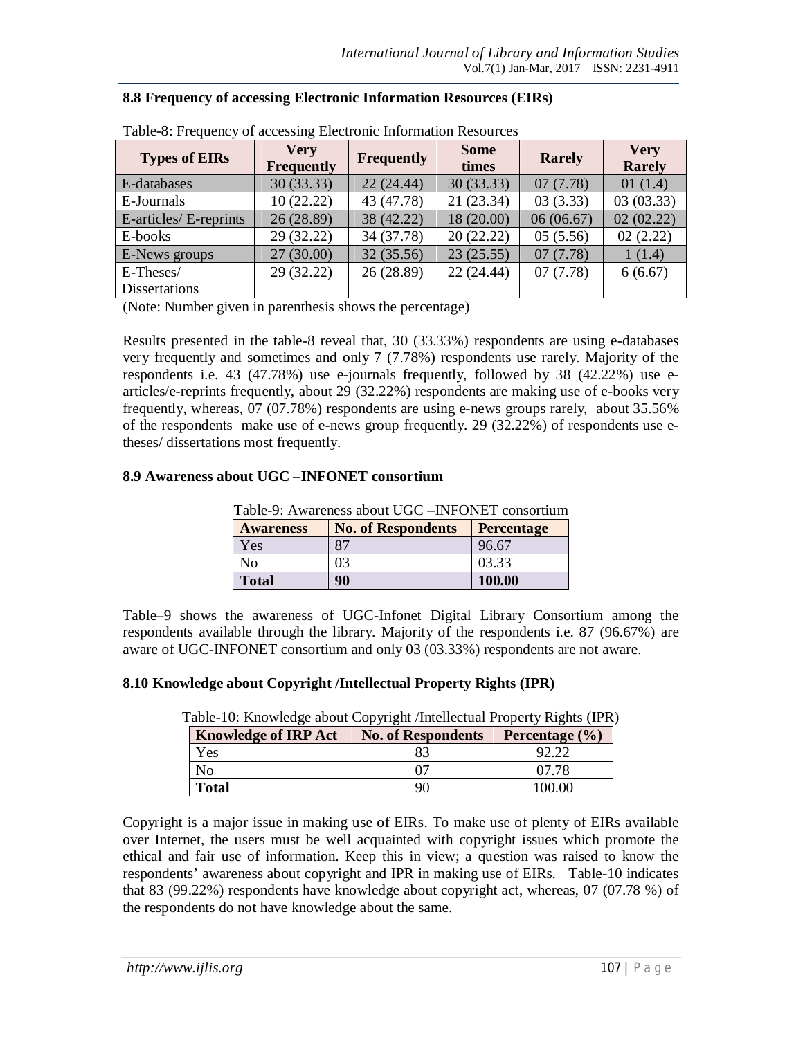### 8.8 Frequency of accessing Electronic Information Resources (EIRs)

Table-8: Frequency of accessing Electronic Information Resources

| Types of EIRs | Very Frequently | Frequently | Some times | Rarely | Very Rarely |
|---|---|---|---|---|---|
| E-databases | 30 (33.33) | 22 (24.44) | 30 (33.33) | 07 (7.78) | 01 (1.4) |
| E-Journals | 10 (22.22) | 43 (47.78) | 21 (23.34) | 03 (3.33) | 03 (03.33) |
| E-articles/ E-reprints | 26 (28.89) | 38 (42.22) | 18 (20.00) | 06 (06.67) | 02 (02.22) |
| E-books | 29 (32.22) | 34 (37.78) | 20 (22.22) | 05 (5.56) | 02 (2.22) |
| E-News groups | 27 (30.00) | 32 (35.56) | 23 (25.55) | 07 (7.78) | 1 (1.4) |
| E-Theses/ Dissertations | 29 (32.22) | 26 (28.89) | 22 (24.44) | 07 (7.78) | 6 (6.67) |

(Note: Number given in parenthesis shows the percentage)

Results presented in the table-8 reveal that, 30 (33.33%) respondents are using e-databases very frequently and sometimes and only 7 (7.78%) respondents use rarely. Majority of the respondents i.e. 43 (47.78%) use e-journals frequently, followed by 38 (42.22%) use e-articles/e-reprints frequently, about 29 (32.22%) respondents are making use of e-books very frequently, whereas, 07 (07.78%) respondents are using e-news groups rarely, about 35.56% of the respondents make use of e-news group frequently. 29 (32.22%) of respondents use e-theses/ dissertations most frequently.

### 8.9 Awareness about UGC –INFONET consortium

Table-9: Awareness about UGC –INFONET consortium

| Awareness | No. of Respondents | Percentage |
|---|---|---|
| Yes | 87 | 96.67 |
| No | 03 | 03.33 |
| **Total** | **90** | **100.00** |

Table–9 shows the awareness of UGC-Infonet Digital Library Consortium among the respondents available through the library. Majority of the respondents i.e. 87 (96.67%) are aware of UGC-INFONET consortium and only 03 (03.33%) respondents are not aware.

### 8.10 Knowledge about Copyright /Intellectual Property Rights (IPR)

Table-10: Knowledge about Copyright /Intellectual Property Rights (IPR)

| Knowledge of IRP Act | No. of Respondents | Percentage (%) |
|---|---|---|
| Yes | 83 | 92.22 |
| No | 07 | 07.78 |
| **Total** | 90 | 100.00 |

Copyright is a major issue in making use of EIRs. To make use of plenty of EIRs available over Internet, the users must be well acquainted with copyright issues which promote the ethical and fair use of information. Keep this in view; a question was raised to know the respondents' awareness about copyright and IPR in making use of EIRs. Table-10 indicates that 83 (99.22%) respondents have knowledge about copyright act, whereas, 07 (07.78 %) of the respondents do not have knowledge about the same.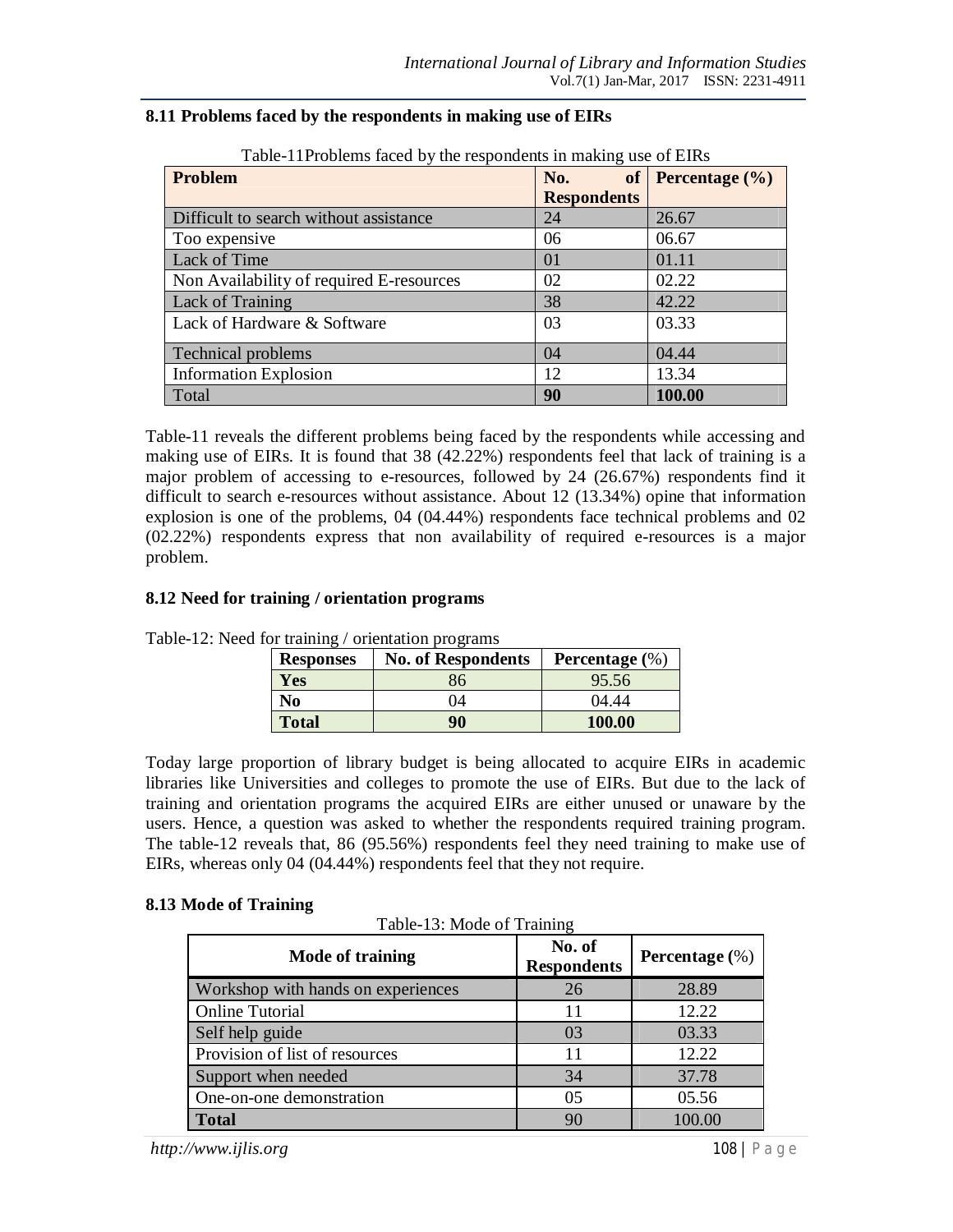### 8.11 Problems faced by the respondents in making use of EIRs

Table-11Problems faced by the respondents in making use of EIRs

| Problem | No. of Respondents | Percentage (%) |
|---|---|---|
| Difficult to search without assistance | 24 | 26.67 |
| Too expensive | 06 | 06.67 |
| Lack of Time | 01 | 01.11 |
| Non Availability of required E-resources | 02 | 02.22 |
| Lack of Training | 38 | 42.22 |
| Lack of Hardware & Software | 03 | 03.33 |
| Technical problems | 04 | 04.44 |
| Information Explosion | 12 | 13.34 |
| Total | **90** | **100.00** |

Table-11 reveals the different problems being faced by the respondents while accessing and making use of EIRs. It is found that 38 (42.22%) respondents feel that lack of training is a major problem of accessing to e-resources, followed by 24 (26.67%) respondents find it difficult to search e-resources without assistance. About 12 (13.34%) opine that information explosion is one of the problems, 04 (04.44%) respondents face technical problems and 02 (02.22%) respondents express that non availability of required e-resources is a major problem.

### 8.12 Need for training / orientation programs

Table-12: Need for training / orientation programs

| Responses | No. of Respondents | Percentage (%) |
|---|---|---|
| **Yes** | 86 | 95.56 |
| **No** | 04 | 04.44 |
| **Total** | **90** | **100.00** |

Today large proportion of library budget is being allocated to acquire EIRs in academic libraries like Universities and colleges to promote the use of EIRs. But due to the lack of training and orientation programs the acquired EIRs are either unused or unaware by the users. Hence, a question was asked to whether the respondents required training program. The table-12 reveals that, 86 (95.56%) respondents feel they need training to make use of EIRs, whereas only 04 (04.44%) respondents feel that they not require.

### 8.13 Mode of Training

Table-13: Mode of Training

| Mode of training | No. of Respondents | Percentage (%) |
|---|---|---|
| Workshop with hands on experiences | 26 | 28.89 |
| Online Tutorial | 11 | 12.22 |
| Self help guide | 03 | 03.33 |
| Provision of list of resources | 11 | 12.22 |
| Support when needed | 34 | 37.78 |
| One-on-one demonstration | 05 | 05.56 |
| **Total** | 90 | 100.00 |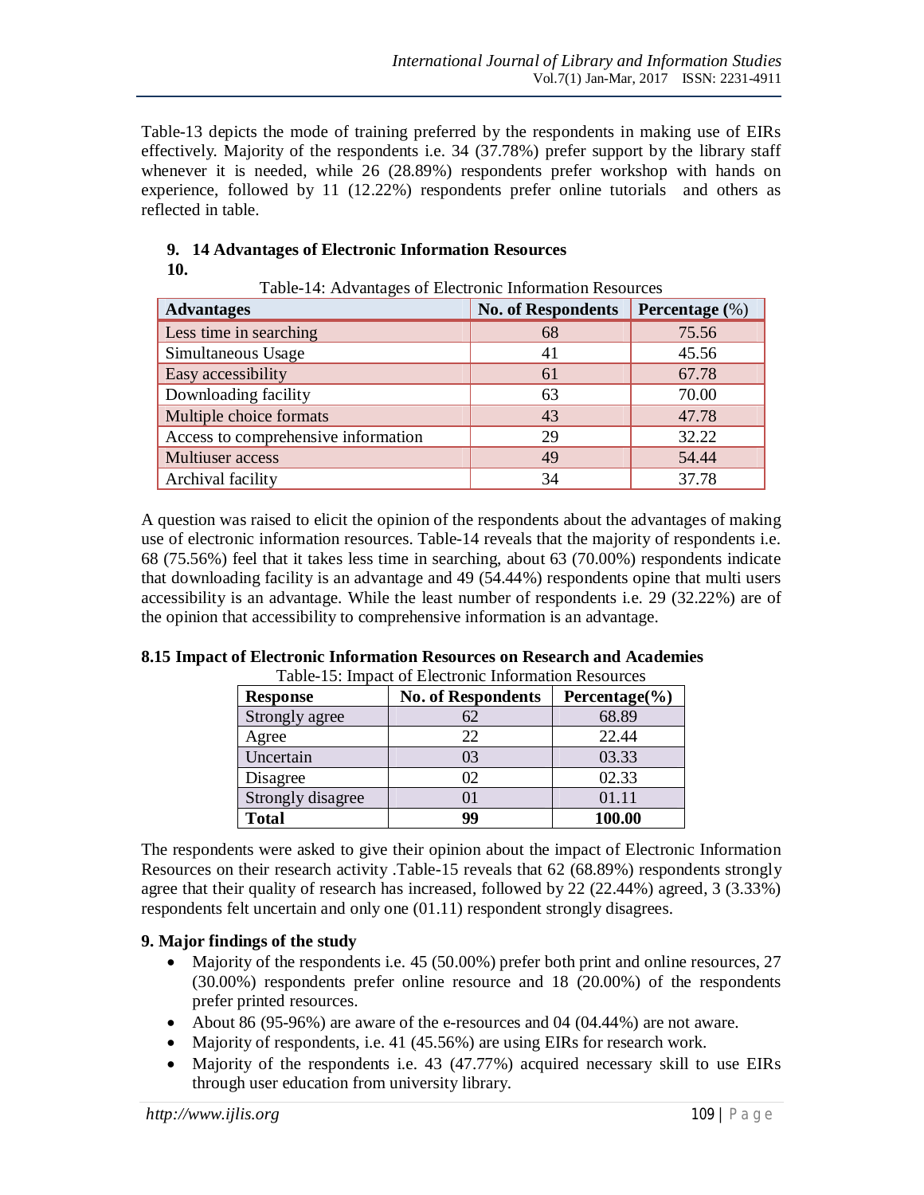Table-13 depicts the mode of training preferred by the respondents in making use of EIRs effectively. Majority of the respondents i.e. 34 (37.78%) prefer support by the library staff whenever it is needed, while 26 (28.89%) respondents prefer workshop with hands on experience, followed by 11 (12.22%) respondents prefer online tutorials and others as reflected in table.

9. **14 Advantages of Electronic Information Resources**
10.

Table-14: Advantages of Electronic Information Resources

| Advantages | No. of Respondents | Percentage (%) |
|---|---|---|
| Less time in searching | 68 | 75.56 |
| Simultaneous Usage | 41 | 45.56 |
| Easy accessibility | 61 | 67.78 |
| Downloading facility | 63 | 70.00 |
| Multiple choice formats | 43 | 47.78 |
| Access to comprehensive information | 29 | 32.22 |
| Multiuser access | 49 | 54.44 |
| Archival facility | 34 | 37.78 |

A question was raised to elicit the opinion of the respondents about the advantages of making use of electronic information resources. Table-14 reveals that the majority of respondents i.e. 68 (75.56%) feel that it takes less time in searching, about 63 (70.00%) respondents indicate that downloading facility is an advantage and 49 (54.44%) respondents opine that multi users accessibility is an advantage. While the least number of respondents i.e. 29 (32.22%) are of the opinion that accessibility to comprehensive information is an advantage.

### 8.15 Impact of Electronic Information Resources on Research and Academies

Table-15: Impact of Electronic Information Resources

| Response | No. of Respondents | Percentage(%) |
|---|---|---|
| Strongly agree | 62 | 68.89 |
| Agree | 22 | 22.44 |
| Uncertain | 03 | 03.33 |
| Disagree | 02 | 02.33 |
| Strongly disagree | 01 | 01.11 |
| **Total** | **99** | **100.00** |

The respondents were asked to give their opinion about the impact of Electronic Information Resources on their research activity .Table-15 reveals that 62 (68.89%) respondents strongly agree that their quality of research has increased, followed by 22 (22.44%) agreed, 3 (3.33%) respondents felt uncertain and only one (01.11) respondent strongly disagrees.

### 9. Major findings of the study

- Majority of the respondents i.e. 45 (50.00%) prefer both print and online resources, 27 (30.00%) respondents prefer online resource and 18 (20.00%) of the respondents prefer printed resources.
- About 86 (95-96%) are aware of the e-resources and 04 (04.44%) are not aware.
- Majority of respondents, i.e. 41 (45.56%) are using EIRs for research work.
- Majority of the respondents i.e. 43 (47.77%) acquired necessary skill to use EIRs through user education from university library.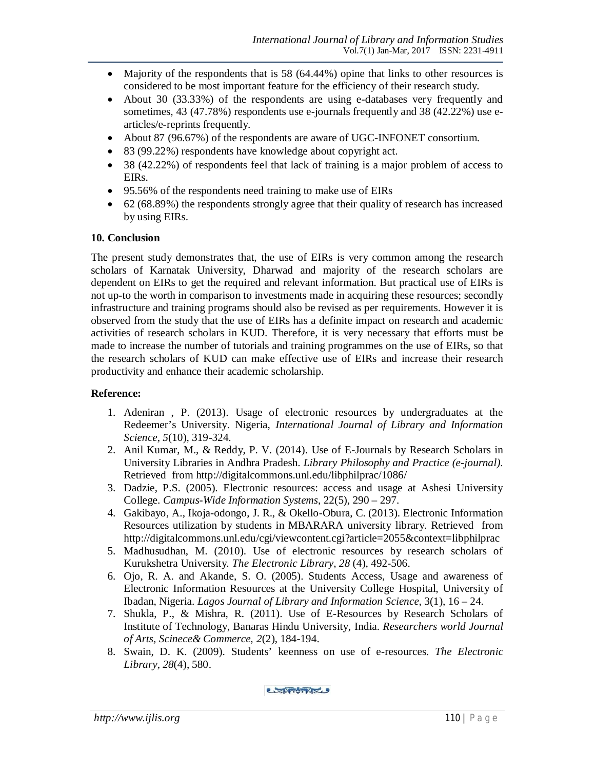- Majority of the respondents that is 58 (64.44%) opine that links to other resources is considered to be most important feature for the efficiency of their research study.
- About 30 (33.33%) of the respondents are using e-databases very frequently and sometimes, 43 (47.78%) respondents use e-journals frequently and 38 (42.22%) use e-articles/e-reprints frequently.
- About 87 (96.67%) of the respondents are aware of UGC-INFONET consortium.
- 83 (99.22%) respondents have knowledge about copyright act.
- 38 (42.22%) of respondents feel that lack of training is a major problem of access to EIRs.
- 95.56% of the respondents need training to make use of EIRs
- 62 (68.89%) the respondents strongly agree that their quality of research has increased by using EIRs.

## 10. Conclusion

The present study demonstrates that, the use of EIRs is very common among the research scholars of Karnatak University, Dharwad and majority of the research scholars are dependent on EIRs to get the required and relevant information. But practical use of EIRs is not up-to the worth in comparison to investments made in acquiring these resources; secondly infrastructure and training programs should also be revised as per requirements. However it is observed from the study that the use of EIRs has a definite impact on research and academic activities of research scholars in KUD. Therefore, it is very necessary that efforts must be made to increase the number of tutorials and training programmes on the use of EIRs, so that the research scholars of KUD can make effective use of EIRs and increase their research productivity and enhance their academic scholarship.

## Reference:

1. Adeniran , P. (2013). Usage of electronic resources by undergraduates at the Redeemer's University. Nigeria, *International Journal of Library and Information Science*, *5*(10), 319-324.
2. Anil Kumar, M., & Reddy, P. V. (2014). Use of E-Journals by Research Scholars in University Libraries in Andhra Pradesh. *Library Philosophy and Practice (e-journal)*. Retrieved from http://digitalcommons.unl.edu/libphilprac/1086/
3. Dadzie, P.S. (2005). Electronic resources: access and usage at Ashesi University College. *Campus-Wide Information Systems*, 22(5), 290 – 297.
4. Gakibayo, A., Ikoja-odongo, J. R., & Okello-Obura, C. (2013). Electronic Information Resources utilization by students in MBARARA university library. Retrieved from http://digitalcommons.unl.edu/cgi/viewcontent.cgi?article=2055&context=libphilprac
5. Madhusudhan, M. (2010). Use of electronic resources by research scholars of Kurukshetra University. *The Electronic Library*, *28* (4), 492-506.
6. Ojo, R. A. and Akande, S. O. (2005). Students Access, Usage and awareness of Electronic Information Resources at the University College Hospital, University of Ibadan, Nigeria. *Lagos Journal of Library and Information Science,* 3(1), 16 – 24.
7. Shukla, P., & Mishra, R. (2011). Use of E-Resources by Research Scholars of Institute of Technology, Banaras Hindu University, India. *Researchers world Journal of Arts, Scinece& Commerce, 2*(2), 184-194.
8. Swain, D. K. (2009). Students' keenness on use of e-resources. *The Electronic Library*, *28*(4), 580.